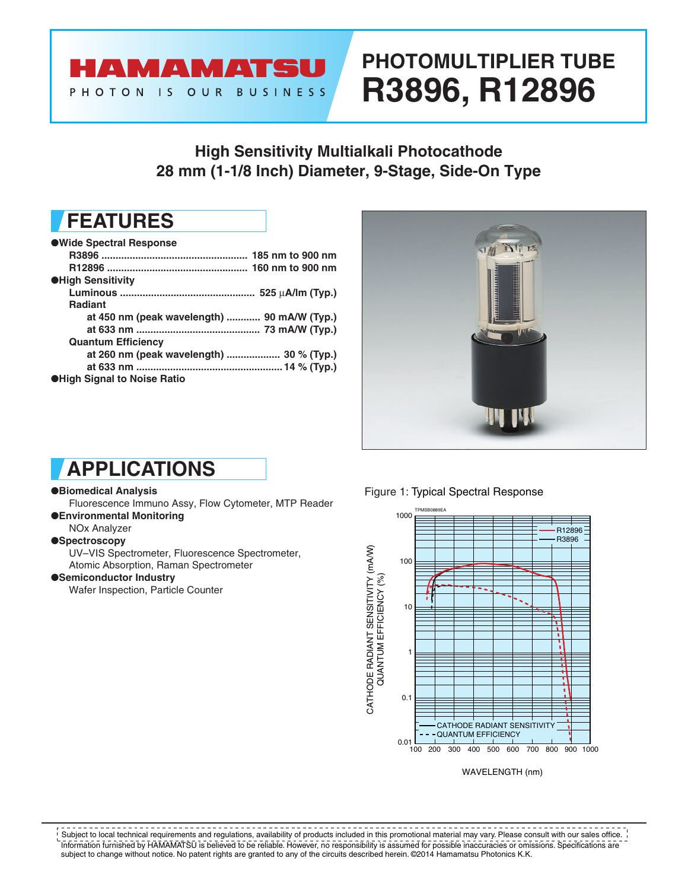# HAMAMATSU

PHOTON IS OUR BUSINESS

# PHOTOMULTIPLIER TUBE R3896, R12896

## High Sensitivity Multialkali Photocathode 28 mm (1-1/8 Inch) Diameter, 9-Stage, Side-On Type

## FEATURES

- **Wide Spectral Response**
  - **R3896 .................................................... 185 nm to 900 nm**
  - **R12896 .................................................. 160 nm to 900 nm**
- **High Sensitivity**
  - **Luminous ............................................... 525 μA/lm (Typ.)**
  - **Radiant**
    - **at 450 nm (peak wavelength) ............ 90 mA/W (Typ.)**
    - **at 633 nm ........................................... 73 mA/W (Typ.)**
  - **Quantum Efficiency**
    - **at 260 nm (peak wavelength) ................... 30 % (Typ.)**
    - **at 633 nm ................................................... 14 % (Typ.)**
- **High Signal to Noise Ratio**

## APPLICATIONS

- **Biomedical Analysis**
  Fluorescence Immuno Assy, Flow Cytometer, MTP Reader
- **Environmental Monitoring**
  NOx Analyzer
- **Spectroscopy**
  UV–VIS Spectrometer, Fluorescence Spectrometer, Atomic Absorption, Raman Spectrometer
- **Semiconductor Industry**
  Wafer Inspection, Particle Counter

Figure 1: Typical Spectral Response

Subject to local technical requirements and regulations, availability of products included in this promotional material may vary. Please consult with our sales office. Information furnished by HAMAMATSU is believed to be reliable. However, no responsibility is assumed for possible inaccuracies or omissions. Specifications are subject to change without notice. No patent rights are granted to any of the circuits described herein. ©2014 Hamamatsu Photonics K.K.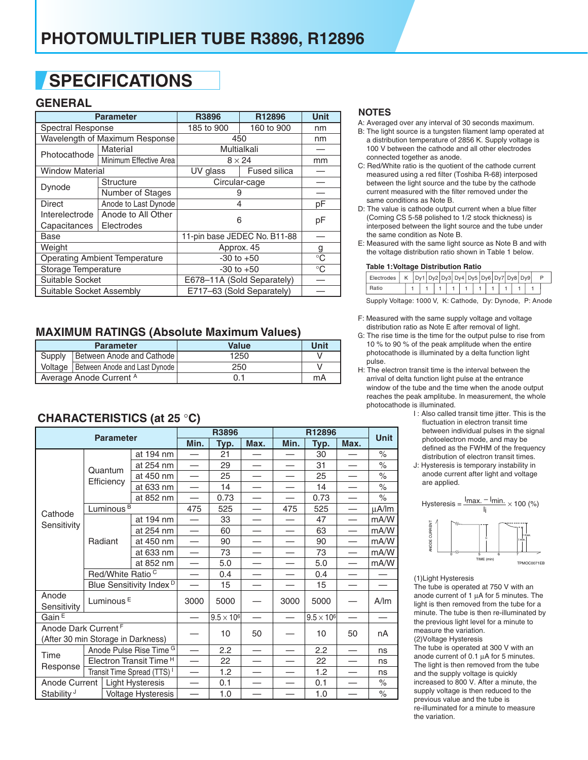# PHOTOMULTIPLIER TUBE R3896, R12896

## SPECIFICATIONS

### GENERAL

| Parameter | | R3896 | R12896 | Unit |
|---|---|---|---|---|
| Spectral Response | | 185 to 900 | 160 to 900 | nm |
| Wavelength of Maximum Response | | 450 | | nm |
| Photocathode | Material | Multialkali | | — |
| | Minimum Effective Area | 8 × 24 | | mm |
| Window Material | | UV glass | Fused silica | — |
| Dynode | Structure | Circular-cage | | — |
| | Number of Stages | 9 | | — |
| Direct Interelectrode Capacitances | Anode to Last Dynode | 4 | | pF |
| | Anode to All Other Electrodes | 6 | | pF |
| Base | | 11-pin base JEDEC No. B11-88 | | — |
| Weight | | Approx. 45 | | g |
| Operating Ambient Temperature | | -30 to +50 | | °C |
| Storage Temperature | | -30 to +50 | | °C |
| Suitable Socket | | E678–11A (Sold Separately) | | — |
| Suitable Socket Assembly | | E717–63 (Sold Separately) | | — |

### MAXIMUM RATINGS (Absolute Maximum Values)

| Parameter | | Value | Unit |
|---|---|---|---|
| Supply Voltage | Between Anode and Cathode | 1250 | V |
| | Between Anode and Last Dynode | 250 | V |
| Average Anode Current [A] | | 0.1 | mA |

### CHARACTERISTICS (at 25 °C)

| Parameter | | | R3896 Min. | R3896 Typ. | R3896 Max. | R12896 Min. | R12896 Typ. | R12896 Max. | Unit |
|---|---|---|---|---|---|---|---|---|---|
| Cathode Sensitivity | Quantum Efficiency | at 194 nm | — | 21 | — | — | 30 | — | % |
| | | at 254 nm | — | 29 | — | — | 31 | — | % |
| | | at 450 nm | — | 25 | — | — | 25 | — | % |
| | | at 633 nm | — | 14 | — | — | 14 | — | % |
| | | at 852 nm | — | 0.73 | — | — | 0.73 | — | % |
| | Luminous [B] | | 475 | 525 | — | 475 | 525 | — | µA/lm |
| | Radiant | at 194 nm | — | 33 | — | — | 47 | — | mA/W |
| | | at 254 nm | — | 60 | — | — | 63 | — | mA/W |
| | | at 450 nm | — | 90 | — | — | 90 | — | mA/W |
| | | at 633 nm | — | 73 | — | — | 73 | — | mA/W |
| | | at 852 nm | — | 5.0 | — | — | 5.0 | — | mA/W |
| | Red/White Ratio [C] | | — | 0.4 | — | — | 0.4 | — | — |
| | Blue Sensitivity Index [D] | | — | 15 | — | — | 15 | — | — |
| Anode Sensitivity | Luminous [E] | | 3000 | 5000 | — | 3000 | 5000 | — | A/lm |
| Gain [E] | | | — | $9.5 \times 10^6$ | — | — | $9.5 \times 10^6$ | — | — |
| Anode Dark Current [F] (After 30 min Storage in Darkness) | | | — | 10 | 50 | — | 10 | 50 | nA |
| Time Response | Anode Pulse Rise Time [G] | | — | 2.2 | — | — | 2.2 | — | ns |
| | Electron Transit Time [H] | | — | 22 | — | — | 22 | — | ns |
| | Transit Time Spread (TTS) [I] | | — | 1.2 | — | — | 1.2 | — | ns |
| Anode Current Stability [J] | Light Hysteresis | | — | 0.1 | — | — | 0.1 | — | % |
| | Voltage Hysteresis | | — | 1.0 | — | — | 1.0 | — | % |

### NOTES

A: Averaged over any interval of 30 seconds maximum.

B: The light source is a tungsten filament lamp operated at a distribution temperature of 2856 K. Supply voltage is 100 V between the cathode and all other electrodes connected together as anode.

C: Red/White ratio is the quotient of the cathode current measured using a red filter (Toshiba R-68) interposed between the light source and the tube by the cathode current measured with the filter removed under the same conditions as Note B.

D: The value is cathode output current when a blue filter (Corning CS 5-58 polished to 1/2 stock thickness) is interposed between the light source and the tube under the same condition as Note B.

E: Measured with the same light source as Note B and with the voltage distribution ratio shown in Table 1 below.

**Table 1:Voltage Distribution Ratio**

| Electrodes | K | | Dy1 | | Dy2 | | Dy3 | | Dy4 | | Dy5 | | Dy6 | | Dy7 | | Dy8 | | Dy9 | | P |
|---|---|---|---|---|---|---|---|---|---|---|---|---|---|---|---|---|---|---|---|---|---|
| Ratio | | 1 | | 1 | | 1 | | 1 | | 1 | | 1 | | 1 | | 1 | | 1 | | 1 | |

Supply Voltage: 1000 V, K: Cathode, Dy: Dynode, P: Anode

F: Measured with the same supply voltage and voltage distribution ratio as Note E after removal of light.

G: The rise time is the time for the output pulse to rise from 10 % to 90 % of the peak amplitude when the entire photocathode is illuminated by a delta function light pulse.

H: The electron transit time is the interval between the arrival of delta function light pulse at the entrance window of the tube and the time when the anode output reaches the peak amplitude. In measurement, the whole photocathode is illuminated.

I: Also called transit time jitter. This is the fluctuation in electron transit time between individual pulses in the signal photoelectron mode, and may be defined as the FWHM of the frequency distribution of electron transit times.

J: Hysteresis is temporary instability in anode current after light and voltage are applied.

$$\text{Hysteresis} = \frac{l_{max.} - l_{min.}}{l_i} \times 100\ (\%)$$

(1)Light Hysteresis
The tube is operated at 750 V with an anode current of 1 µA for 5 minutes. The light is then removed from the tube for a minute. The tube is then re-illuminated by the previous light level for a minute to measure the variation.

(2)Voltage Hysteresis
The tube is operated at 300 V with an anode current of 0.1 µA for 5 minutes. The light is then removed from the tube and the supply voltage is quickly increased to 800 V. After a minute, the supply voltage is then reduced to the previous value and the tube is re-illuminated for a minute to measure the variation.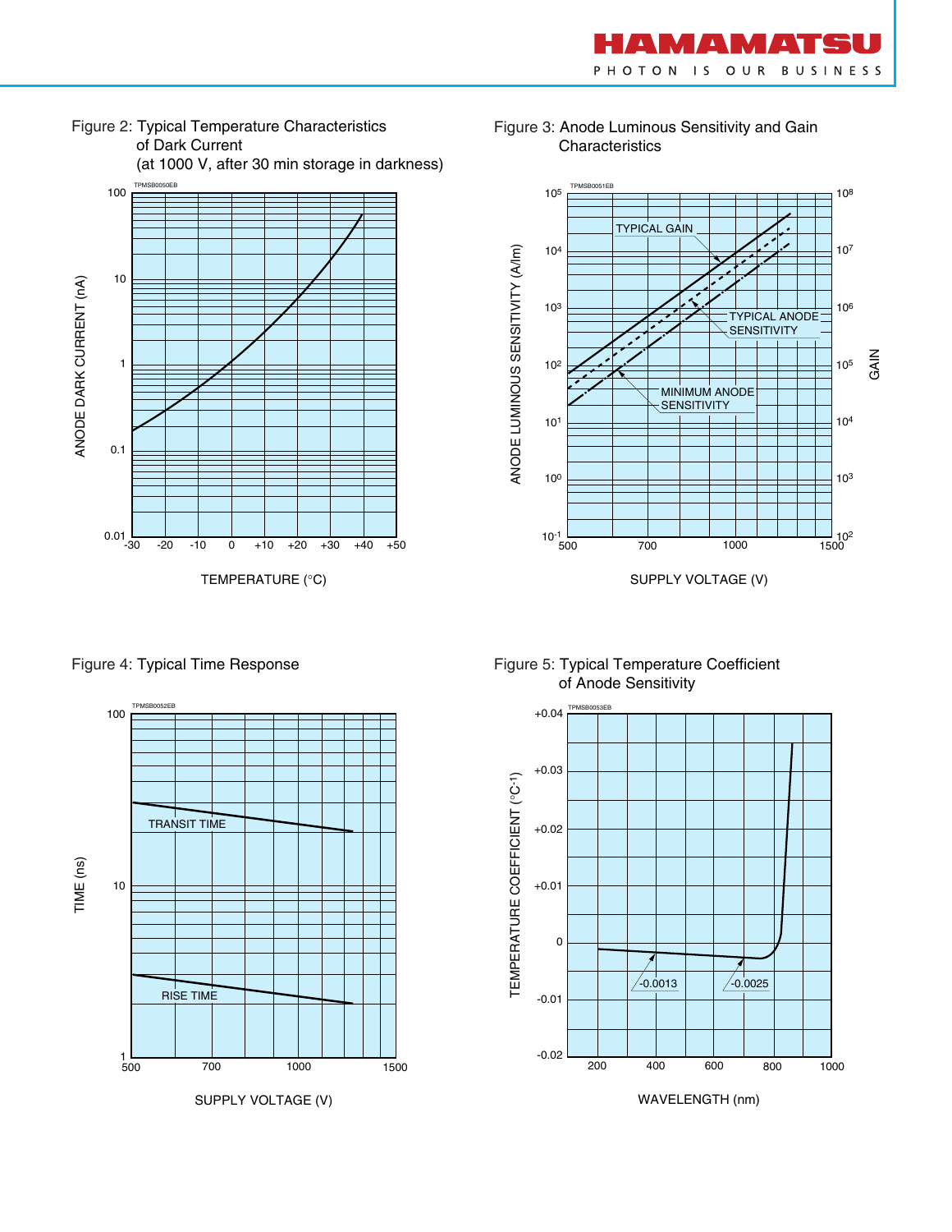Figure 2: Typical Temperature Characteristics of Dark Current (at 1000 V, after 30 min storage in darkness)

TPMSB0050EB

ANODE DARK CURRENT (nA)

TEMPERATURE (°C)

Figure 3: Anode Luminous Sensitivity and Gain Characteristics

TPMSB0051EB

TYPICAL GAIN

TYPICAL ANODE SENSITIVITY

MINIMUM ANODE SENSITIVITY

ANODE LUMINOUS SENSITIVITY (A/lm)

GAIN

SUPPLY VOLTAGE (V)

Figure 4: Typical Time Response

TPMSB0052EB

TRANSIT TIME

RISE TIME

TIME (ns)

SUPPLY VOLTAGE (V)

Figure 5: Typical Temperature Coefficient of Anode Sensitivity

TPMSB0053EB

-0.0013

-0.0025

TEMPERATURE COEFFICIENT ($°C^{-1}$)

WAVELENGTH (nm)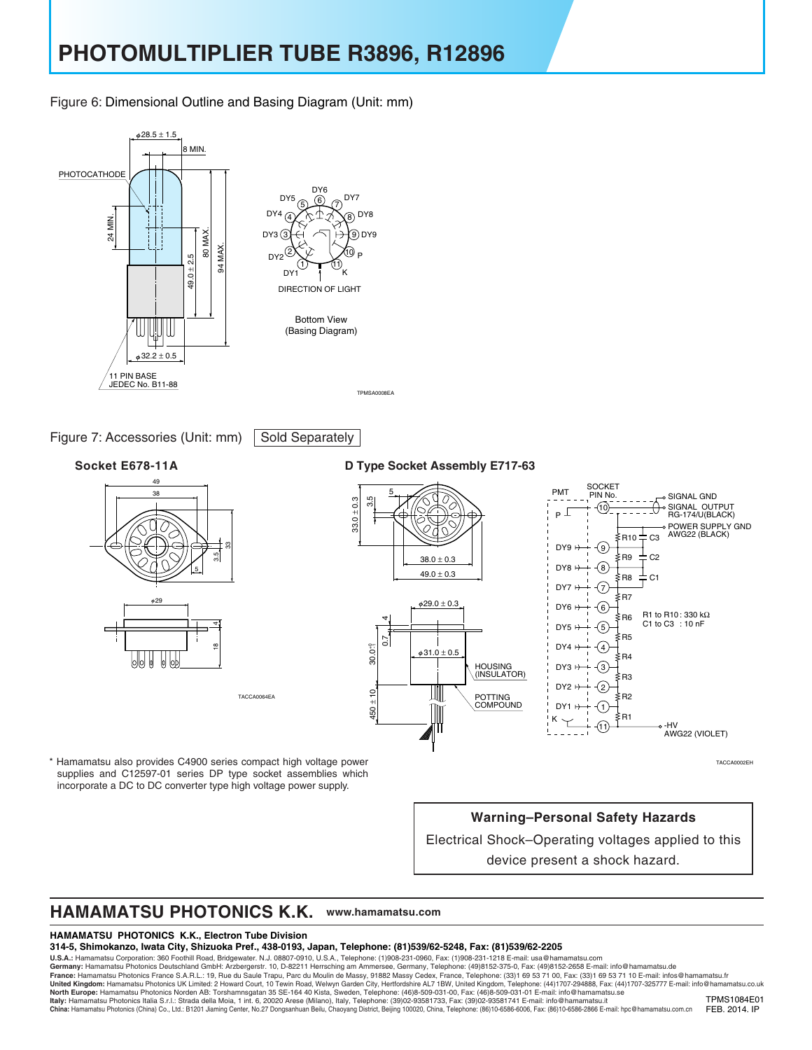# PHOTOMULTIPLIER TUBE R3896, R12896

Figure 6: Dimensional Outline and Basing Diagram (Unit: mm)

φ28.5 ± 1.5
8 MIN.
PHOTOCATHODE
24 MIN.
49.0 ± 2.5
80 MAX.
94 MAX.
φ32.2 ± 0.5
11 PIN BASE
JEDEC No. B11-88

DY6
DY5
DY7
DY4
DY8
DY3
DY9
DY2
P
DY1
K
DIRECTION OF LIGHT

Bottom View
(Basing Diagram)

TPMSA0008EA

Figure 7: Accessories (Unit: mm) Sold Separately

**Socket E678-11A**

49
38
33
3.5
5
φ29
4
18

TACCA0064EA

**D Type Socket Assembly E717-63**

5
3.5
33.0 ± 0.3
38.0 ± 0.3
49.0 ± 0.3
φ29.0 ± 0.3
4
0.7
$30.0^{+0}_{-1}$
φ31.0 ± 0.5
HOUSING (INSULATOR)
450 ± 10
POTTING COMPOUND

PMT
SOCKET PIN No.
SIGNAL GND
SIGNAL OUTPUT
RG-174/U(BLACK)
POWER SUPPLY GND
AWG22 (BLACK)
P
DY9
DY8
DY7
DY6
DY5
DY4
DY3
DY2
DY1
K
R1 to R10 : 330 kΩ
C1 to C3 : 10 nF
-HV
AWG22 (VIOLET)

TACCA0002EH

\* Hamamatsu also provides C4900 series compact high voltage power supplies and C12597-01 series DP type socket assemblies which incorporate a DC to DC converter type high voltage power supply.

**Warning–Personal Safety Hazards**

Electrical Shock–Operating voltages applied to this device present a shock hazard.

## HAMAMATSU PHOTONICS K.K. www.hamamatsu.com

**HAMAMATSU PHOTONICS K.K., Electron Tube Division**
**314-5, Shimokanzo, Iwata City, Shizuoka Pref., 438-0193, Japan, Telephone: (81)539/62-5248, Fax: (81)539/62-2205**

**U.S.A.:** Hamamatsu Corporation: 360 Foothill Road, Bridgewater. N.J. 08807-0910, U.S.A., Telephone: (1)908-231-0960, Fax: (1)908-231-1218 E-mail: usa@hamamatsu.com
**Germany:** Hamamatsu Photonics Deutschland GmbH: Arzbergerstr. 10, D-82211 Herrsching am Ammersee, Germany, Telephone: (49)8152-375-0, Fax: (49)8152-2658 E-mail: info@hamamatsu.de
**France:** Hamamatsu Photonics France S.A.R.L.: 19, Rue du Saule Trapu, Parc du Moulin de Massy, 91882 Massy Cedex, France, Telephone: (33)1 69 53 71 00, Fax: (33)1 69 53 71 10 E-mail: infos@hamamatsu.fr
**United Kingdom:** Hamamatsu Photonics UK Limited: 2 Howard Court, 10 Tewin Road, Welwyn Garden City, Hertfordshire AL7 1BW, United Kingdom, Telephone: (44)1707-294888, Fax: (44)1707-325777 E-mail: info@hamamatsu.co.uk
**North Europe:** Hamamatsu Photonics Norden AB: Torshamnsgatan 35 SE-164 40 Kista, Sweden, Telephone: (46)8-509-031-00, Fax: (46)8-509-031-01 E-mail: info@hamamatsu.se
**Italy:** Hamamatsu Photonics Italia S.r.l.: Strada della Moia, 1 int. 6, 20020 Arese (Milano), Italy, Telephone: (39)02-93581733, Fax: (39)02-93581741 E-mail: info@hamamatsu.it
**China:** Hamamatsu Photonics (China) Co., Ltd.: B1201 Jiaming Center, No.27 Dongsanhuan Beilu, Chaoyang District, Beijing 100020, China, Telephone: (86)10-6586-6006, Fax: (86)10-6586-2866 E-mail: hpc@hamamatsu.com.cn

TPMS1084E01
FEB. 2014. IP